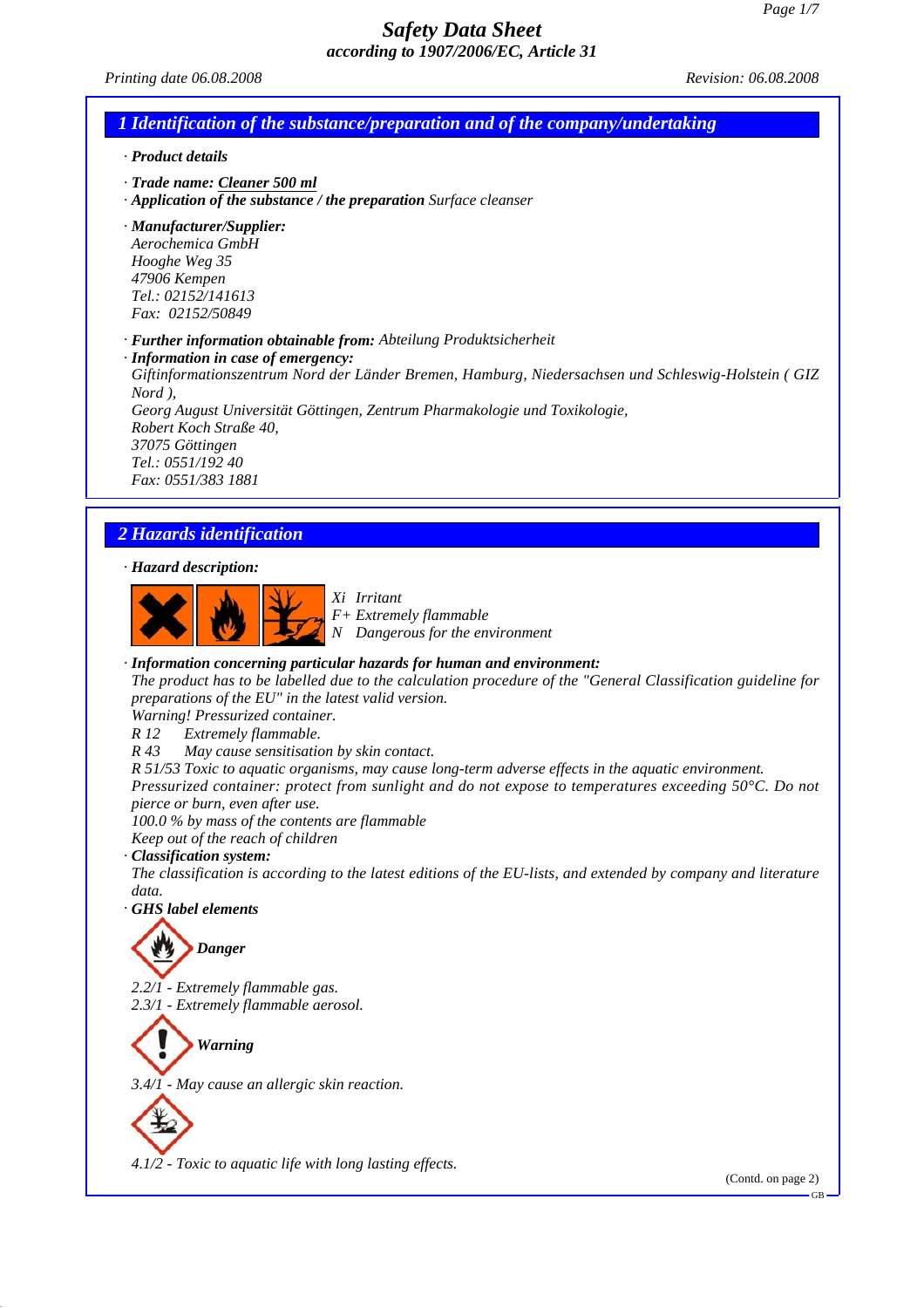# Safety Data Sheet
**according to 1907/2006/EC, Article 31**

*Printing date 06.08.2008* *Revision: 06.08.2008*

## 1 Identification of the substance/preparation and of the company/undertaking

· **Product details**

· **Trade name: Cleaner 500 ml**
· **Application of the substance / the preparation** Surface cleanser

· **Manufacturer/Supplier:**
Aerochemica GmbH
Hooghe Weg 35
47906 Kempen
Tel.: 02152/141613
Fax: 02152/50849

· **Further information obtainable from:** Abteilung Produktsicherheit
· **Information in case of emergency:**
Giftinformationszentrum Nord der Länder Bremen, Hamburg, Niedersachsen und Schleswig-Holstein ( GIZ Nord ),
Georg August Universität Göttingen, Zentrum Pharmakologie und Toxikologie,
Robert Koch Straße 40,
37075 Göttingen
Tel.: 0551/192 40
Fax: 0551/383 1881

## 2 Hazards identification

· **Hazard description:**

Xi Irritant
F+ Extremely flammable
N Dangerous for the environment

· **Information concerning particular hazards for human and environment:**
The product has to be labelled due to the calculation procedure of the "General Classification guideline for preparations of the EU" in the latest valid version.
Warning! Pressurized container.
R 12 Extremely flammable.
R 43 May cause sensitisation by skin contact.
R 51/53 Toxic to aquatic organisms, may cause long-term adverse effects in the aquatic environment.
Pressurized container: protect from sunlight and do not expose to temperatures exceeding 50°C. Do not pierce or burn, even after use.
100.0 % by mass of the contents are flammable
Keep out of the reach of children
· **Classification system:**
The classification is according to the latest editions of the EU-lists, and extended by company and literature data.
· **GHS label elements**

**Danger**

2.2/1 - Extremely flammable gas.
2.3/1 - Extremely flammable aerosol.

**Warning**

3.4/1 - May cause an allergic skin reaction.

4.1/2 - Toxic to aquatic life with long lasting effects.

(Contd. on page 2)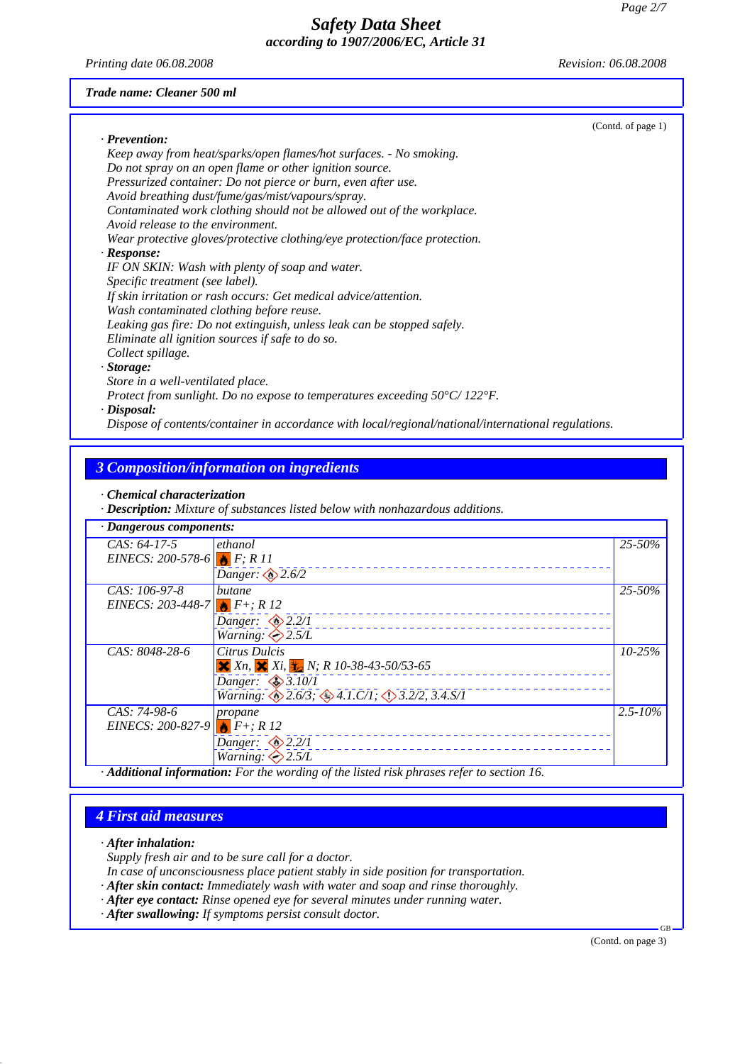*Safety Data Sheet*
*according to 1907/2006/EC, Article 31*

*Printing date 06.08.2008* *Revision: 06.08.2008*

***Trade name: Cleaner 500 ml***

(Contd. of page 1)

· **Prevention:**
Keep away from heat/sparks/open flames/hot surfaces. - No smoking.
Do not spray on an open flame or other ignition source.
Pressurized container: Do not pierce or burn, even after use.
Avoid breathing dust/fume/gas/mist/vapours/spray.
Contaminated work clothing should not be allowed out of the workplace.
Avoid release to the environment.
Wear protective gloves/protective clothing/eye protection/face protection.

· **Response:**
IF ON SKIN: Wash with plenty of soap and water.
Specific treatment (see label).
If skin irritation or rash occurs: Get medical advice/attention.
Wash contaminated clothing before reuse.
Leaking gas fire: Do not extinguish, unless leak can be stopped safely.
Eliminate all ignition sources if safe to do so.
Collect spillage.

· **Storage:**
Store in a well-ventilated place.
Protect from sunlight. Do no expose to temperatures exceeding 50°C/ 122°F.

· **Disposal:**
Dispose of contents/container in accordance with local/regional/national/international regulations.

## 3 Composition/information on ingredients

· **Chemical characterization**
· **Description:** Mixture of substances listed below with nonhazardous additions.

· **Dangerous components:**

| | | |
|---|---|---|
| CAS: 64-17-5<br>EINECS: 200-578-6 | ethanol<br>F; R 11<br>Danger: 2.6/2 | 25-50% |
| CAS: 106-97-8<br>EINECS: 203-448-7 | butane<br>F+; R 12<br>Danger: 2.2/1<br>Warning: 2.5/L | 25-50% |
| CAS: 8048-28-6 | Citrus Dulcis<br>Xn, Xi, N; R 10-38-43-50/53-65<br>Danger: 3.10/1<br>Warning: 2.6/3; 4.1.C/1; 3.2/2, 3.4.S/1 | 10-25% |
| CAS: 74-98-6<br>EINECS: 200-827-9 | propane<br>F+; R 12<br>Danger: 2.2/1<br>Warning: 2.5/L | 2.5-10% |

· **Additional information:** For the wording of the listed risk phrases refer to section 16.

## 4 First aid measures

· **After inhalation:**
Supply fresh air and to be sure call for a doctor.
In case of unconsciousness place patient stably in side position for transportation.
· **After skin contact:** Immediately wash with water and soap and rinse thoroughly.
· **After eye contact:** Rinse opened eye for several minutes under running water.
· **After swallowing:** If symptoms persist consult doctor.

(Contd. on page 3)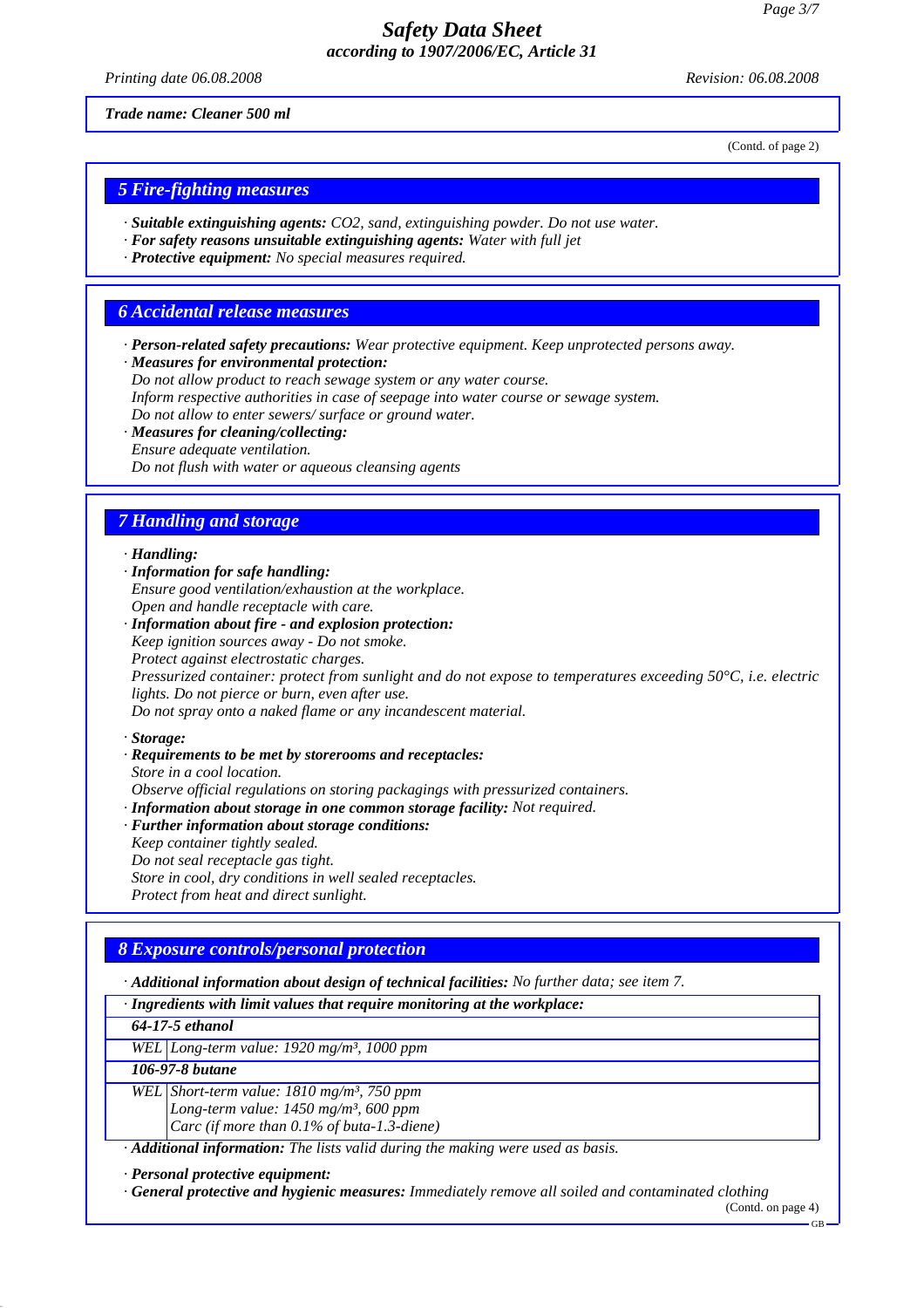*Trade name: Cleaner 500 ml*

(Contd. of page 2)

## 5 Fire-fighting measures

· ***Suitable extinguishing agents:*** *$CO_2$, sand, extinguishing powder. Do not use water.*
· ***For safety reasons unsuitable extinguishing agents:*** *Water with full jet*
· ***Protective equipment:*** *No special measures required.*

## 6 Accidental release measures

· ***Person-related safety precautions:*** *Wear protective equipment. Keep unprotected persons away.*
· ***Measures for environmental protection:***
*Do not allow product to reach sewage system or any water course.*
*Inform respective authorities in case of seepage into water course or sewage system.*
*Do not allow to enter sewers/ surface or ground water.*
· ***Measures for cleaning/collecting:***
*Ensure adequate ventilation.*
*Do not flush with water or aqueous cleansing agents*

## 7 Handling and storage

· ***Handling:***
· ***Information for safe handling:***
*Ensure good ventilation/exhaustion at the workplace.*
*Open and handle receptacle with care.*
· ***Information about fire - and explosion protection:***
*Keep ignition sources away - Do not smoke.*
*Protect against electrostatic charges.*
*Pressurized container: protect from sunlight and do not expose to temperatures exceeding 50°C, i.e. electric lights. Do not pierce or burn, even after use.*
*Do not spray onto a naked flame or any incandescent material.*

· ***Storage:***
· ***Requirements to be met by storerooms and receptacles:***
*Store in a cool location.*
*Observe official regulations on storing packagings with pressurized containers.*
· ***Information about storage in one common storage facility:*** *Not required.*
· ***Further information about storage conditions:***
*Keep container tightly sealed.*
*Do not seal receptacle gas tight.*
*Store in cool, dry conditions in well sealed receptacles.*
*Protect from heat and direct sunlight.*

## 8 Exposure controls/personal protection

· ***Additional information about design of technical facilities:*** *No further data; see item 7.*

| · ***Ingredients with limit values that require monitoring at the workplace:*** | |
|---|---|
| ***64-17-5 ethanol*** | |
| *WEL* | *Long-term value: 1920 mg/m³, 1000 ppm* |
| ***106-97-8 butane*** | |
| *WEL* | *Short-term value: 1810 mg/m³, 750 ppm*<br>*Long-term value: 1450 mg/m³, 600 ppm*<br>*Carc (if more than 0.1% of buta-1.3-diene)* |

· ***Additional information:*** *The lists valid during the making were used as basis.*

· ***Personal protective equipment:***
· ***General protective and hygienic measures:*** *Immediately remove all soiled and contaminated clothing*

(Contd. on page 4)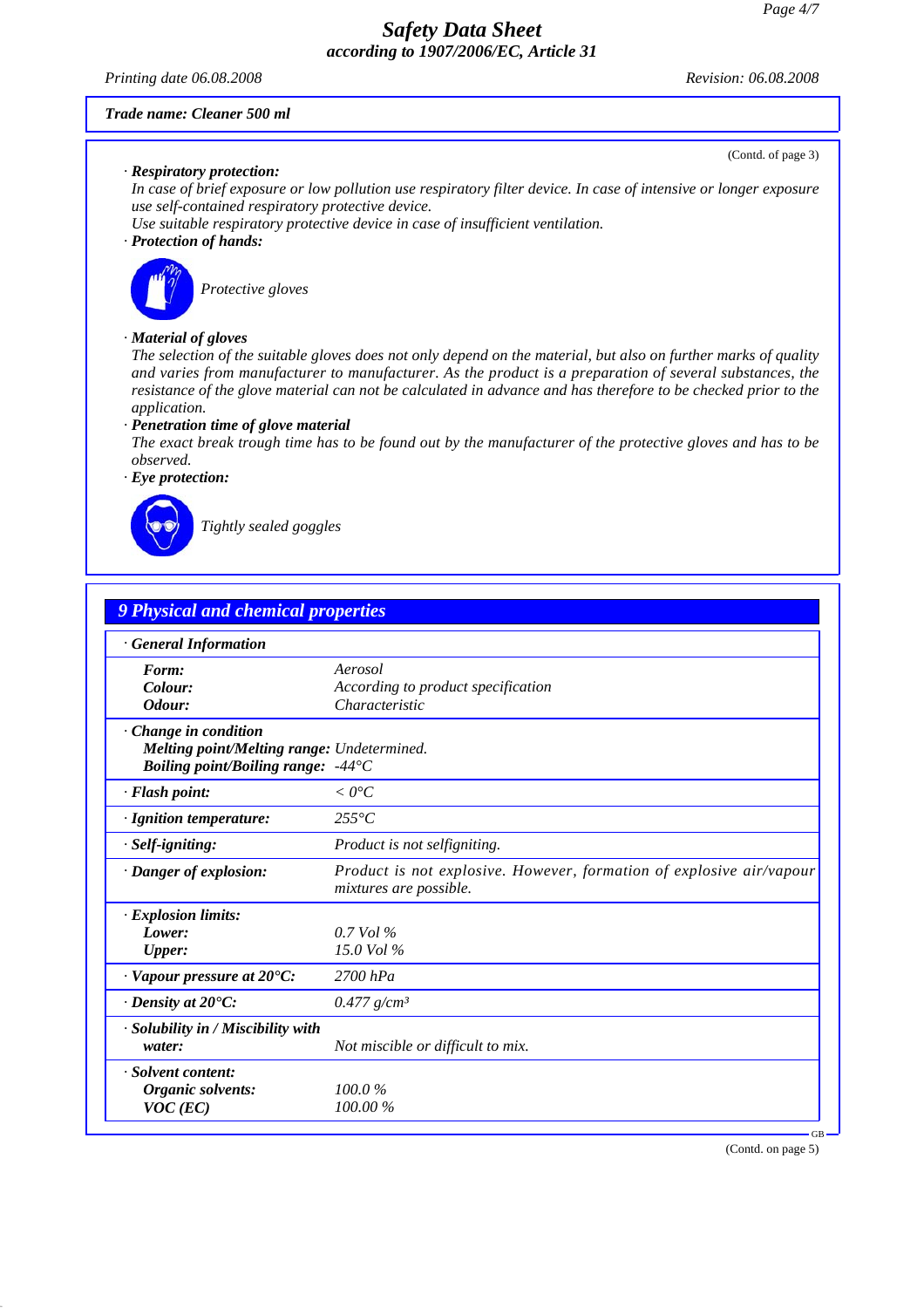**Trade name: Cleaner 500 ml**

(Contd. of page 3)

· ***Respiratory protection:***
*In case of brief exposure or low pollution use respiratory filter device. In case of intensive or longer exposure use self-contained respiratory protective device.*
*Use suitable respiratory protective device in case of insufficient ventilation.*

· ***Protection of hands:***

*Protective gloves*

· ***Material of gloves***
*The selection of the suitable gloves does not only depend on the material, but also on further marks of quality and varies from manufacturer to manufacturer. As the product is a preparation of several substances, the resistance of the glove material can not be calculated in advance and has therefore to be checked prior to the application.*

· ***Penetration time of glove material***
*The exact break trough time has to be found out by the manufacturer of the protective gloves and has to be observed.*

· ***Eye protection:***

*Tightly sealed goggles*

## 9 Physical and chemical properties

| · ***General Information*** | |
|---|---|
| ***Form:*** | *Aerosol* |
| ***Colour:*** | *According to product specification* |
| ***Odour:*** | *Characteristic* |
| · ***Change in condition*** | |
| ***Melting point/Melting range:*** | *Undetermined.* |
| ***Boiling point/Boiling range:*** | *-44°C* |
| · ***Flash point:*** | *< 0°C* |
| · ***Ignition temperature:*** | *255°C* |
| · ***Self-igniting:*** | *Product is not selfigniting.* |
| · ***Danger of explosion:*** | *Product is not explosive. However, formation of explosive air/vapour mixtures are possible.* |
| · ***Explosion limits:*** | |
| ***Lower:*** | *0.7 Vol %* |
| ***Upper:*** | *15.0 Vol %* |
| · ***Vapour pressure at 20°C:*** | *2700 hPa* |
| · ***Density at 20°C:*** | *0.477 g/cm³* |
| · ***Solubility in / Miscibility with water:*** | *Not miscible or difficult to mix.* |
| · ***Solvent content:*** | |
| ***Organic solvents:*** | *100.0 %* |
| ***VOC (EC)*** | *100.00 %* |

(Contd. on page 5)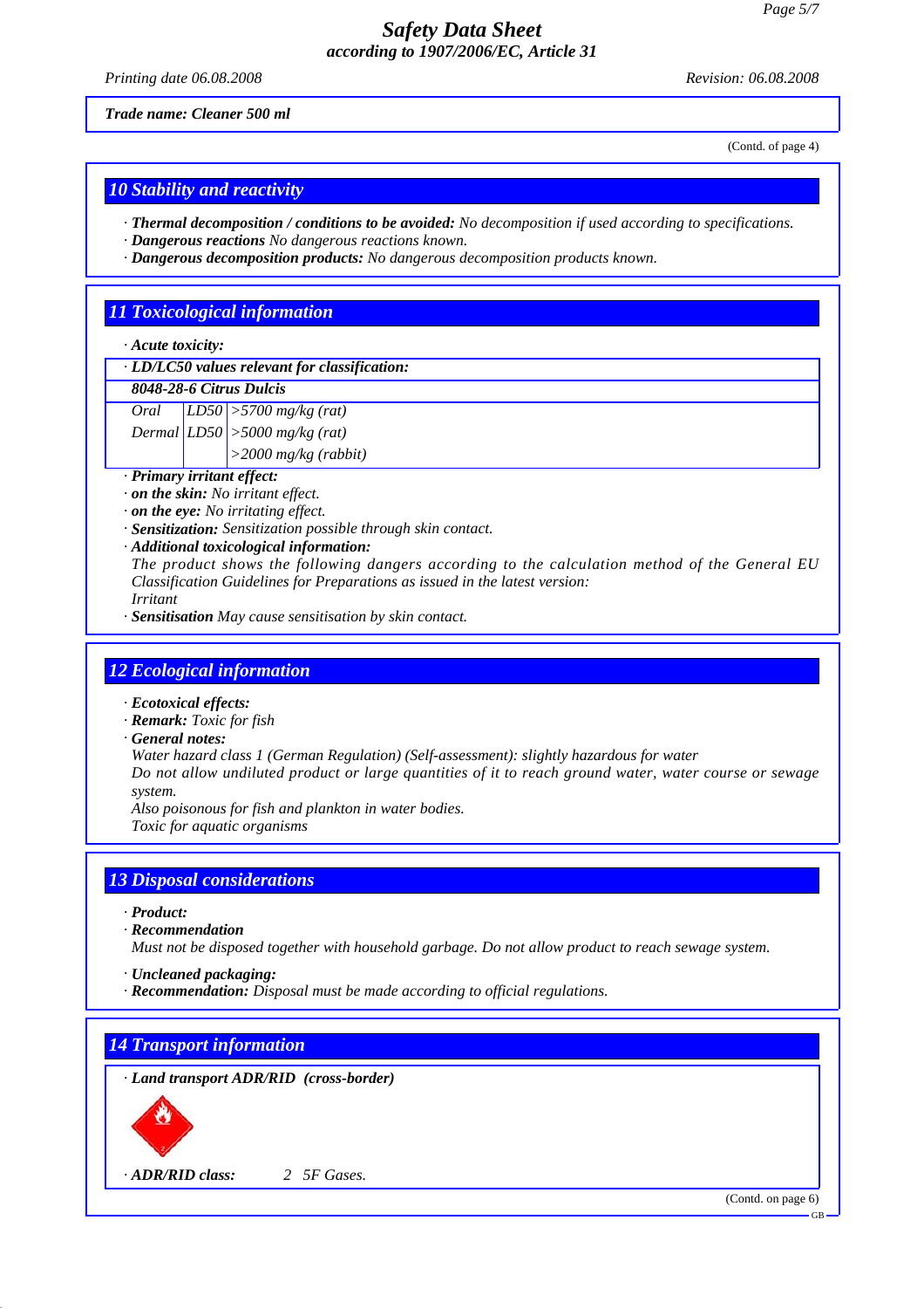Trade name: Cleaner 500 ml

(Contd. of page 4)

## 10 Stability and reactivity

· **Thermal decomposition / conditions to be avoided:** No decomposition if used according to specifications.
· **Dangerous reactions** No dangerous reactions known.
· **Dangerous decomposition products:** No dangerous decomposition products known.

## 11 Toxicological information

· **Acute toxicity:**

| · LD/LC50 values relevant for classification: | | |
|---|---|---|
| **8048-28-6 Citrus Dulcis** | | |
| Oral | LD50 | >5700 mg/kg (rat) |
| Dermal | LD50 | >5000 mg/kg (rat) |
| | | >2000 mg/kg (rabbit) |

· **Primary irritant effect:**
· **on the skin:** No irritant effect.
· **on the eye:** No irritating effect.
· **Sensitization:** Sensitization possible through skin contact.
· **Additional toxicological information:**
The product shows the following dangers according to the calculation method of the General EU Classification Guidelines for Preparations as issued in the latest version:
Irritant
· **Sensitisation** May cause sensitisation by skin contact.

## 12 Ecological information

· **Ecotoxical effects:**
· **Remark:** Toxic for fish
· **General notes:**
Water hazard class 1 (German Regulation) (Self-assessment): slightly hazardous for water
Do not allow undiluted product or large quantities of it to reach ground water, water course or sewage system.
Also poisonous for fish and plankton in water bodies.
Toxic for aquatic organisms

## 13 Disposal considerations

· **Product:**
· **Recommendation**
Must not be disposed together with household garbage. Do not allow product to reach sewage system.

· **Uncleaned packaging:**
· **Recommendation:** Disposal must be made according to official regulations.

## 14 Transport information

· **Land transport ADR/RID (cross-border)**

· **ADR/RID class:** 2 5F Gases.

(Contd. on page 6)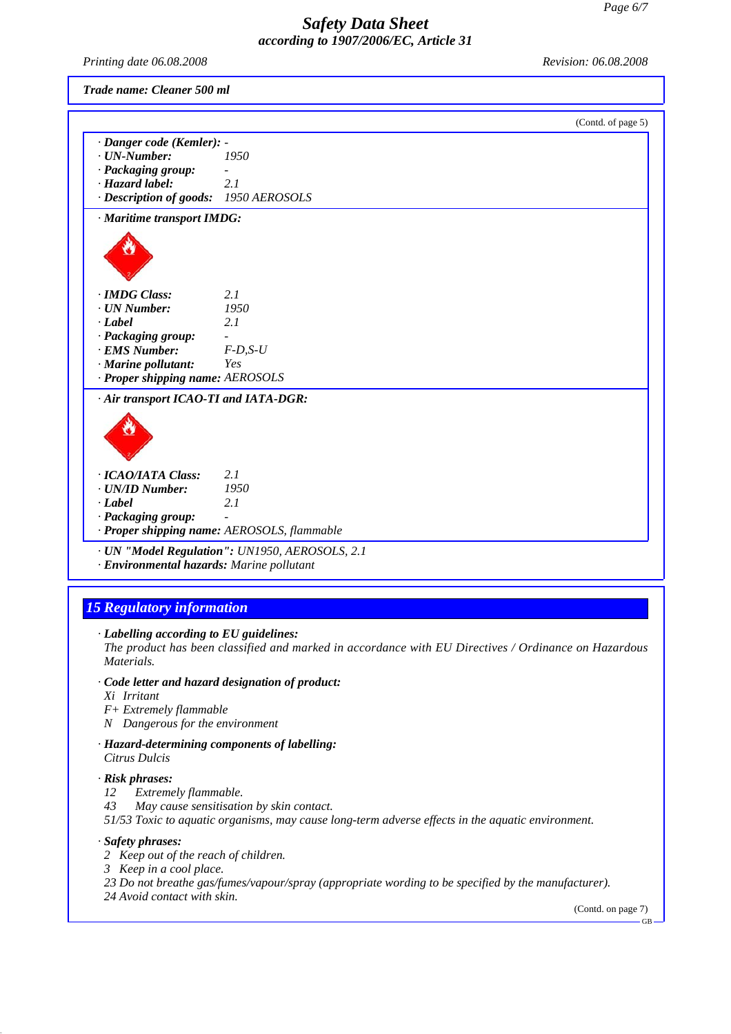Trade name: Cleaner 500 ml

(Contd. of page 5)

· **Danger code (Kemler):** -
· **UN-Number:** 1950
· **Packaging group:** -
· **Hazard label:** 2.1
· **Description of goods:** 1950 AEROSOLS

· **Maritime transport IMDG:**

· **IMDG Class:** 2.1
· **UN Number:** 1950
· **Label** 2.1
· **Packaging group:** -
· **EMS Number:** F-D,S-U
· **Marine pollutant:** Yes
· **Proper shipping name:** AEROSOLS

· **Air transport ICAO-TI and IATA-DGR:**

· **ICAO/IATA Class:** 2.1
· **UN/ID Number:** 1950
· **Label** 2.1
· **Packaging group:** -
· **Proper shipping name:** AEROSOLS, flammable

· **UN "Model Regulation":** UN1950, AEROSOLS, 2.1
· **Environmental hazards:** Marine pollutant

## 15 Regulatory information

· **Labelling according to EU guidelines:**
The product has been classified and marked in accordance with EU Directives / Ordinance on Hazardous Materials.

· **Code letter and hazard designation of product:**
Xi Irritant
F+ Extremely flammable
N Dangerous for the environment

· **Hazard-determining components of labelling:**
Citrus Dulcis

· **Risk phrases:**
12 Extremely flammable.
43 May cause sensitisation by skin contact.
51/53 Toxic to aquatic organisms, may cause long-term adverse effects in the aquatic environment.

· **Safety phrases:**
2 Keep out of the reach of children.
3 Keep in a cool place.
23 Do not breathe gas/fumes/vapour/spray (appropriate wording to be specified by the manufacturer).
24 Avoid contact with skin.

(Contd. on page 7)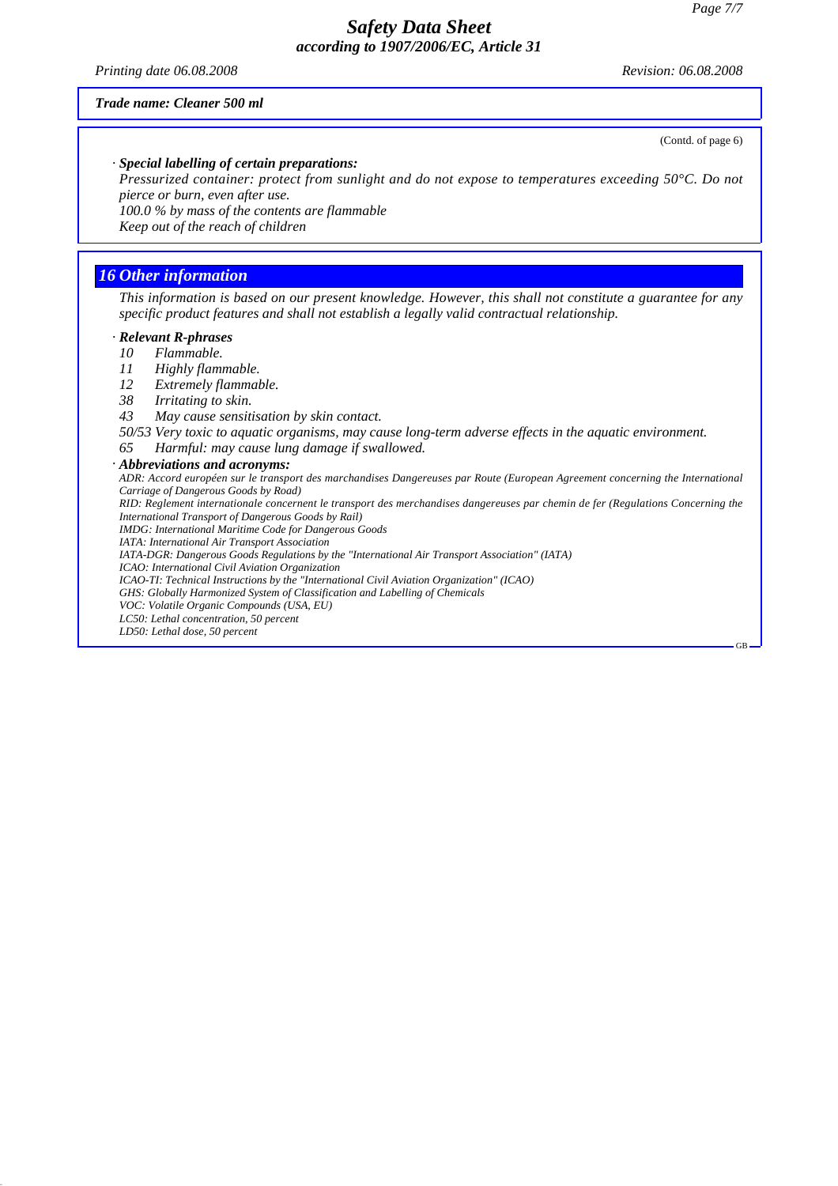*Trade name: Cleaner 500 ml*

(Contd. of page 6)

· ***Special labelling of certain preparations:***

*Pressurized container: protect from sunlight and do not expose to temperatures exceeding 50°C. Do not pierce or burn, even after use.*
*100.0 % by mass of the contents are flammable*
*Keep out of the reach of children*

## *16 Other information*

*This information is based on our present knowledge. However, this shall not constitute a guarantee for any specific product features and shall not establish a legally valid contractual relationship.*

· ***Relevant R-phrases***

*10 Flammable.*
*11 Highly flammable.*
*12 Extremely flammable.*
*38 Irritating to skin.*
*43 May cause sensitisation by skin contact.*
*50/53 Very toxic to aquatic organisms, may cause long-term adverse effects in the aquatic environment.*
*65 Harmful: may cause lung damage if swallowed.*

· ***Abbreviations and acronyms:***

*ADR: Accord européen sur le transport des marchandises Dangereuses par Route (European Agreement concerning the International Carriage of Dangerous Goods by Road)*
*RID: Reglement internationale concernent le transport des merchandises dangereuses par chemin de fer (Regulations Concerning the International Transport of Dangerous Goods by Rail)*
*IMDG: International Maritime Code for Dangerous Goods*
*IATA: International Air Transport Association*
*IATA-DGR: Dangerous Goods Regulations by the "International Air Transport Association" (IATA)*
*ICAO: International Civil Aviation Organization*
*ICAO-TI: Technical Instructions by the "International Civil Aviation Organization" (ICAO)*
*GHS: Globally Harmonized System of Classification and Labelling of Chemicals*
*VOC: Volatile Organic Compounds (USA, EU)*
*LC50: Lethal concentration, 50 percent*
*LD50: Lethal dose, 50 percent*

GB